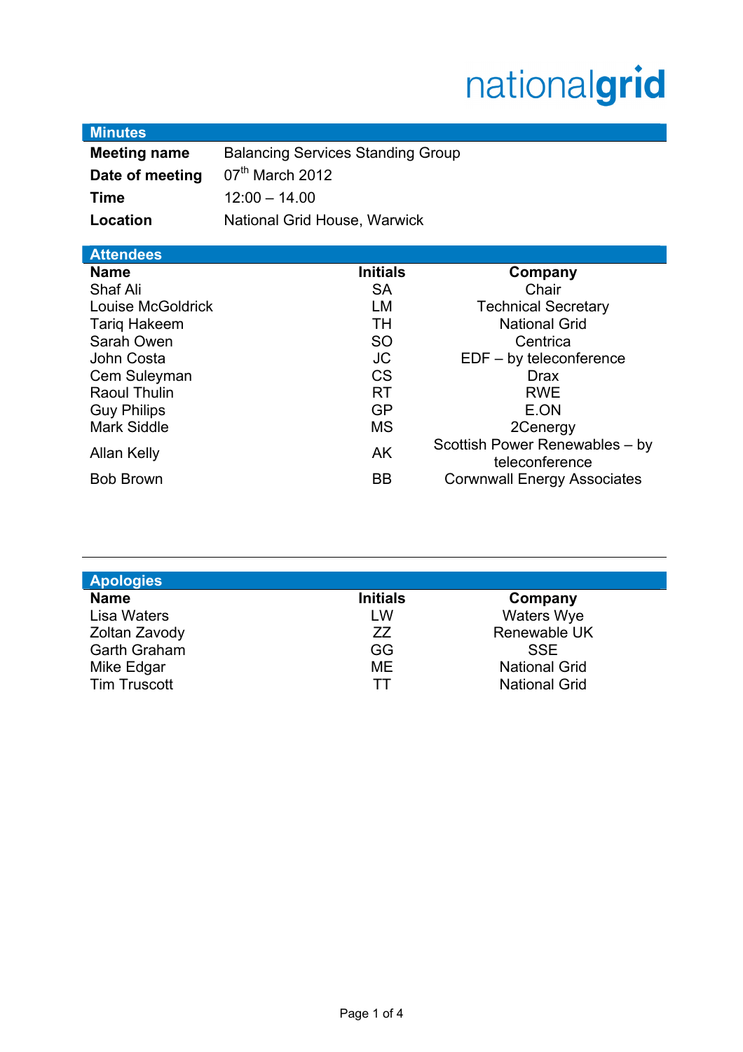nationalgrid

## Minutes

| | |
|---|---|
| **Meeting name** | Balancing Services Standing Group |
| **Date of meeting** | 07th March 2012 |
| **Time** | 12:00 – 14.00 |
| **Location** | National Grid House, Warwick |

## Attendees

| Name | Initials | Company |
|---|---|---|
| Shaf Ali | SA | Chair |
| Louise McGoldrick | LM | Technical Secretary |
| Tariq Hakeem | TH | National Grid |
| Sarah Owen | SO | Centrica |
| John Costa | JC | EDF – by teleconference |
| Cem Suleyman | CS | Drax |
| Raoul Thulin | RT | RWE |
| Guy Philips | GP | E.ON |
| Mark Siddle | MS | 2Cenergy |
| Allan Kelly | AK | Scottish Power Renewables – by teleconference |
| Bob Brown | BB | Corwnwall Energy Associates |

## Apologies

| Name | Initials | Company |
|---|---|---|
| Lisa Waters | LW | Waters Wye |
| Zoltan Zavody | ZZ | Renewable UK |
| Garth Graham | GG | SSE |
| Mike Edgar | ME | National Grid |
| Tim Truscott | TT | National Grid |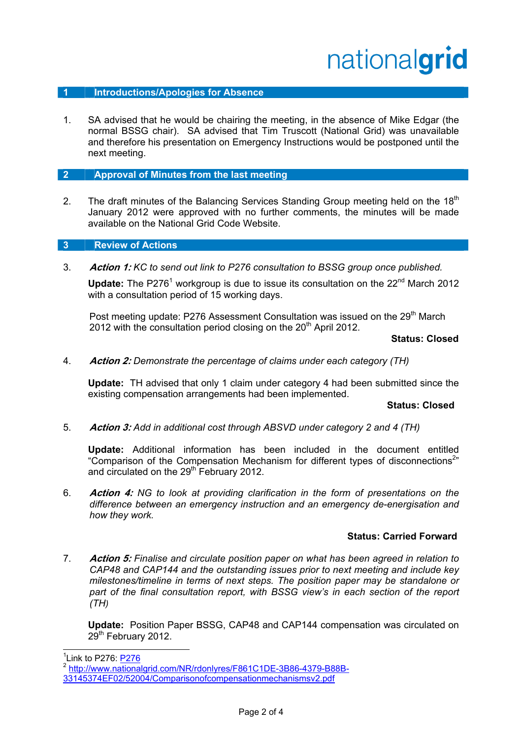## 1 Introductions/Apologies for Absence

1. SA advised that he would be chairing the meeting, in the absence of Mike Edgar (the normal BSSG chair). SA advised that Tim Truscott (National Grid) was unavailable and therefore his presentation on Emergency Instructions would be postponed until the next meeting.

## 2 Approval of Minutes from the last meeting

2. The draft minutes of the Balancing Services Standing Group meeting held on the 18th January 2012 were approved with no further comments, the minutes will be made available on the National Grid Code Website.

## 3 Review of Actions

3. ***Action 1:*** *KC to send out link to P276 consultation to BSSG group once published.*

   **Update:** The P276[1] workgroup is due to issue its consultation on the 22nd March 2012 with a consultation period of 15 working days.

   Post meeting update: P276 Assessment Consultation was issued on the 29th March 2012 with the consultation period closing on the 20th April 2012.

   **Status: Closed**

4. ***Action 2:*** *Demonstrate the percentage of claims under each category (TH)*

   **Update:** TH advised that only 1 claim under category 4 had been submitted since the existing compensation arrangements had been implemented.

   **Status: Closed**

5. ***Action 3:*** *Add in additional cost through ABSVD under category 2 and 4 (TH)*

   **Update:** Additional information has been included in the document entitled "Comparison of the Compensation Mechanism for different types of disconnections[2]" and circulated on the 29th February 2012.

6. ***Action 4:*** *NG to look at providing clarification in the form of presentations on the difference between an emergency instruction and an emergency de-energisation and how they work.*

   **Status: Carried Forward**

7. ***Action 5:*** *Finalise and circulate position paper on what has been agreed in relation to CAP48 and CAP144 and the outstanding issues prior to next meeting and include key milestones/timeline in terms of next steps. The position paper may be standalone or part of the final consultation report, with BSSG view's in each section of the report (TH)*

   **Update:** Position Paper BSSG, CAP48 and CAP144 compensation was circulated on 29th February 2012.

---

[1] Link to P276: P276

[2] http://www.nationalgrid.com/NR/rdonlyres/F861C1DE-3B86-4379-B88B-33145374EF02/52004/Comparisonofcompensationmechanismsv2.pdf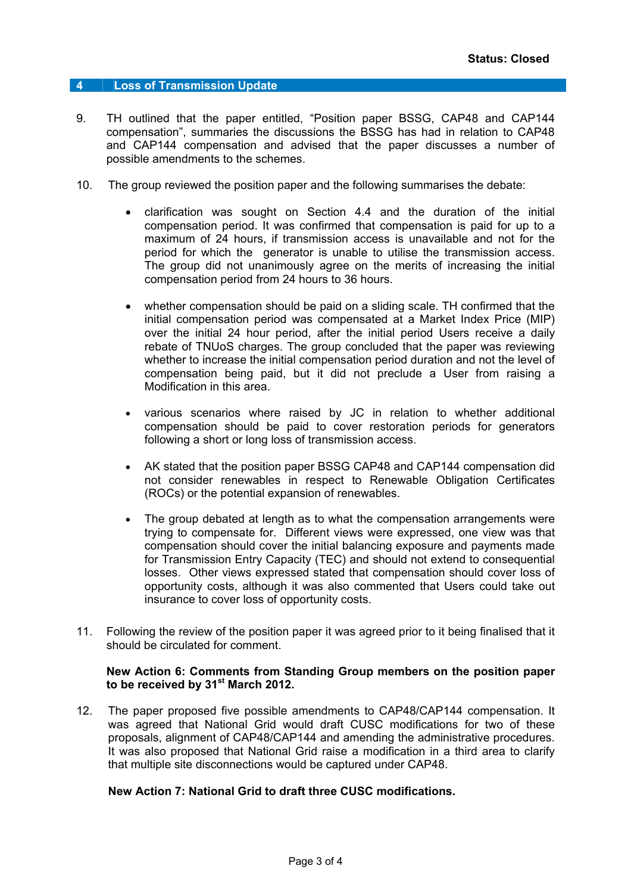**Status: Closed**

## 4 Loss of Transmission Update

9. TH outlined that the paper entitled, "Position paper BSSG, CAP48 and CAP144 compensation", summaries the discussions the BSSG has had in relation to CAP48 and CAP144 compensation and advised that the paper discusses a number of possible amendments to the schemes.

10. The group reviewed the position paper and the following summarises the debate:

    - clarification was sought on Section 4.4 and the duration of the initial compensation period. It was confirmed that compensation is paid for up to a maximum of 24 hours, if transmission access is unavailable and not for the period for which the generator is unable to utilise the transmission access. The group did not unanimously agree on the merits of increasing the initial compensation period from 24 hours to 36 hours.

    - whether compensation should be paid on a sliding scale. TH confirmed that the initial compensation period was compensated at a Market Index Price (MIP) over the initial 24 hour period, after the initial period Users receive a daily rebate of TNUoS charges. The group concluded that the paper was reviewing whether to increase the initial compensation period duration and not the level of compensation being paid, but it did not preclude a User from raising a Modification in this area.

    - various scenarios where raised by JC in relation to whether additional compensation should be paid to cover restoration periods for generators following a short or long loss of transmission access.

    - AK stated that the position paper BSSG CAP48 and CAP144 compensation did not consider renewables in respect to Renewable Obligation Certificates (ROCs) or the potential expansion of renewables.

    - The group debated at length as to what the compensation arrangements were trying to compensate for. Different views were expressed, one view was that compensation should cover the initial balancing exposure and payments made for Transmission Entry Capacity (TEC) and should not extend to consequential losses. Other views expressed stated that compensation should cover loss of opportunity costs, although it was also commented that Users could take out insurance to cover loss of opportunity costs.

11. Following the review of the position paper it was agreed prior to it being finalised that it should be circulated for comment.

    **New Action 6: Comments from Standing Group members on the position paper to be received by 31st March 2012.**

12. The paper proposed five possible amendments to CAP48/CAP144 compensation. It was agreed that National Grid would draft CUSC modifications for two of these proposals, alignment of CAP48/CAP144 and amending the administrative procedures. It was also proposed that National Grid raise a modification in a third area to clarify that multiple site disconnections would be captured under CAP48.

    **New Action 7: National Grid to draft three CUSC modifications.**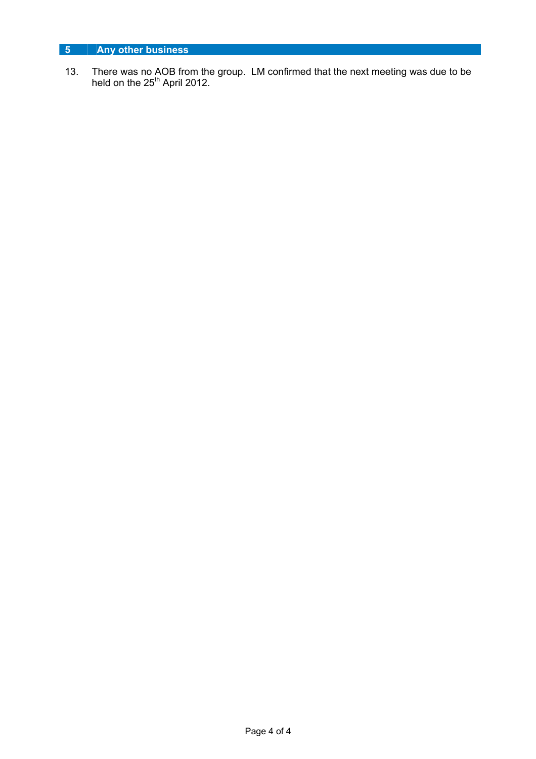## 5 Any other business

13. There was no AOB from the group. LM confirmed that the next meeting was due to be held on the 25th April 2012.